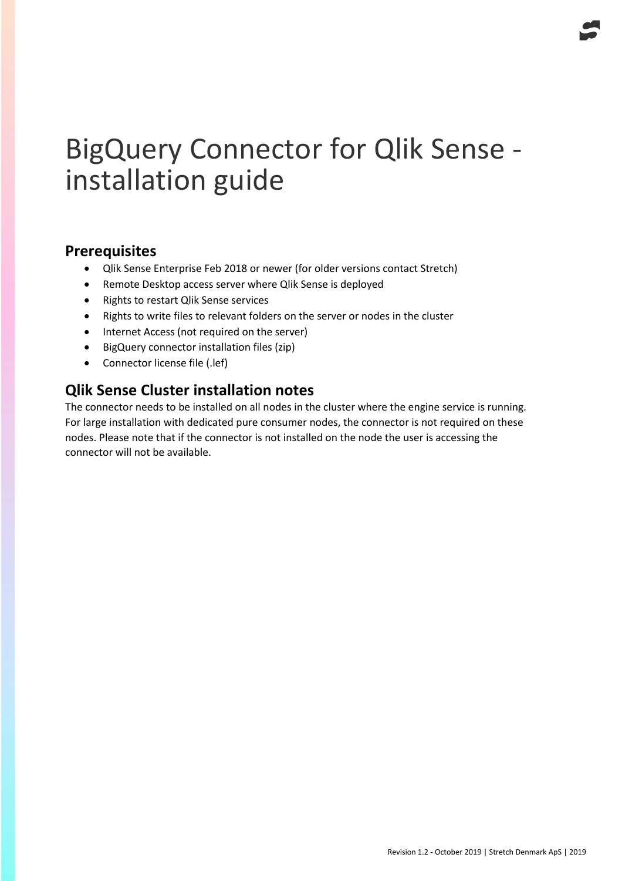# BigQuery Connector for Qlik Sense - installation guide

## Prerequisites

- Qlik Sense Enterprise Feb 2018 or newer (for older versions contact Stretch)
- Remote Desktop access server where Qlik Sense is deployed
- Rights to restart Qlik Sense services
- Rights to write files to relevant folders on the server or nodes in the cluster
- Internet Access (not required on the server)
- BigQuery connector installation files (zip)
- Connector license file (.lef)

## Qlik Sense Cluster installation notes

The connector needs to be installed on all nodes in the cluster where the engine service is running. For large installation with dedicated pure consumer nodes, the connector is not required on these nodes. Please note that if the connector is not installed on the node the user is accessing the connector will not be available.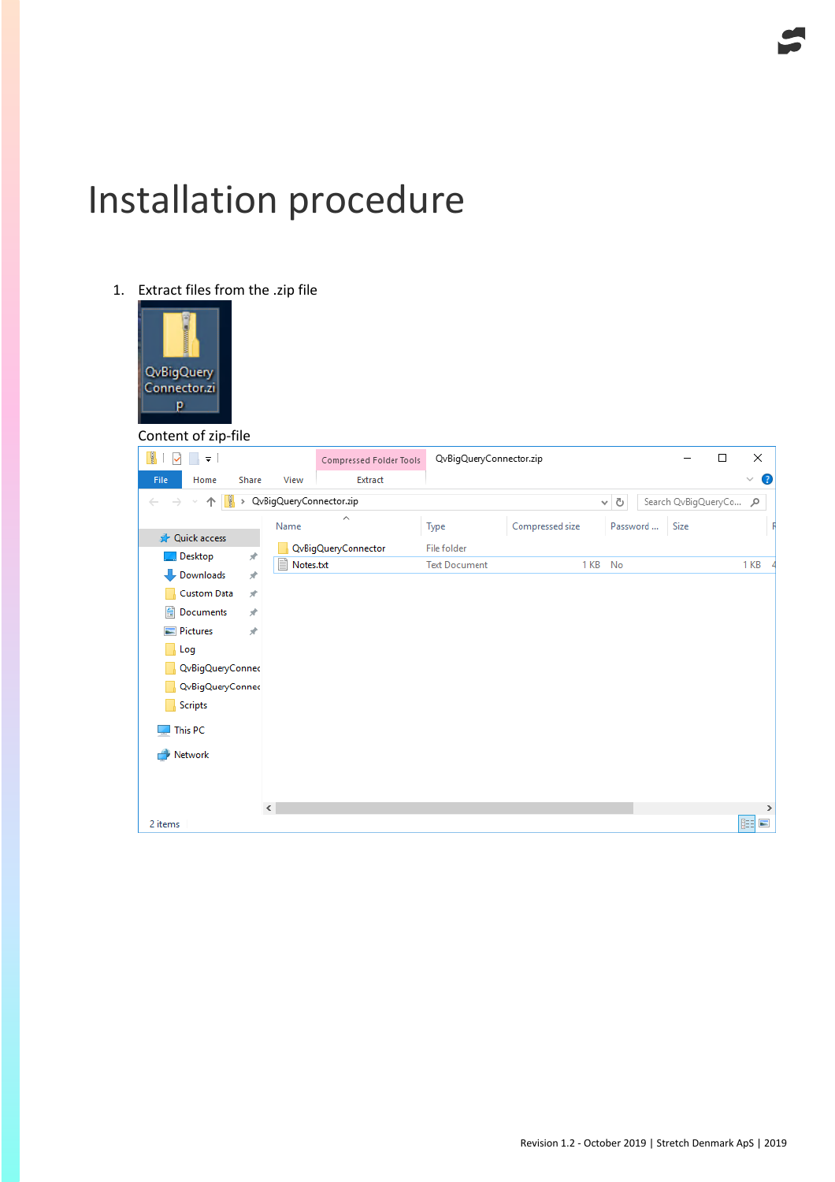# Installation procedure

1. Extract files from the .zip file

Content of zip-file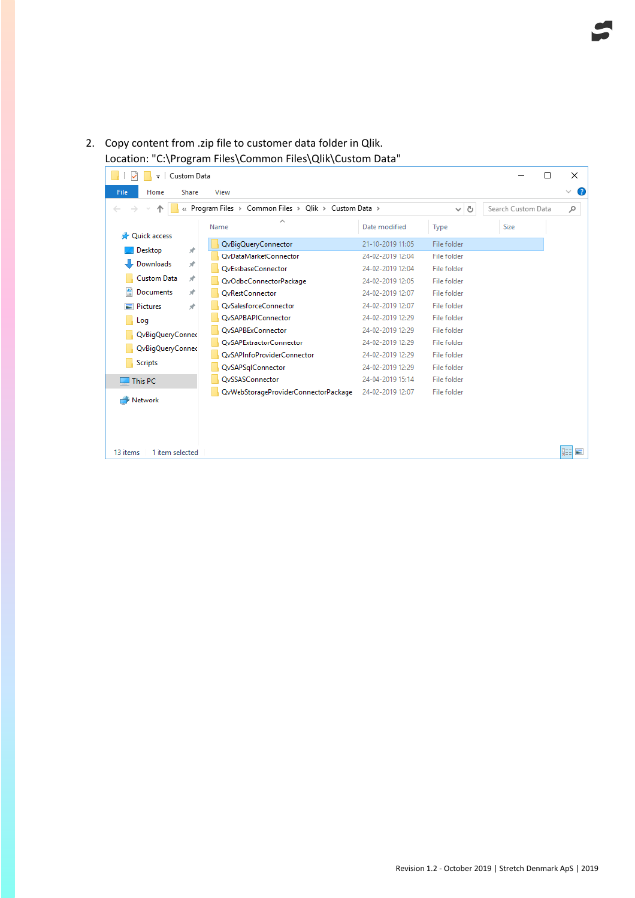2. Copy content from .zip file to customer data folder in Qlik.
   Location: "C:\Program Files\Common Files\Qlik\Custom Data"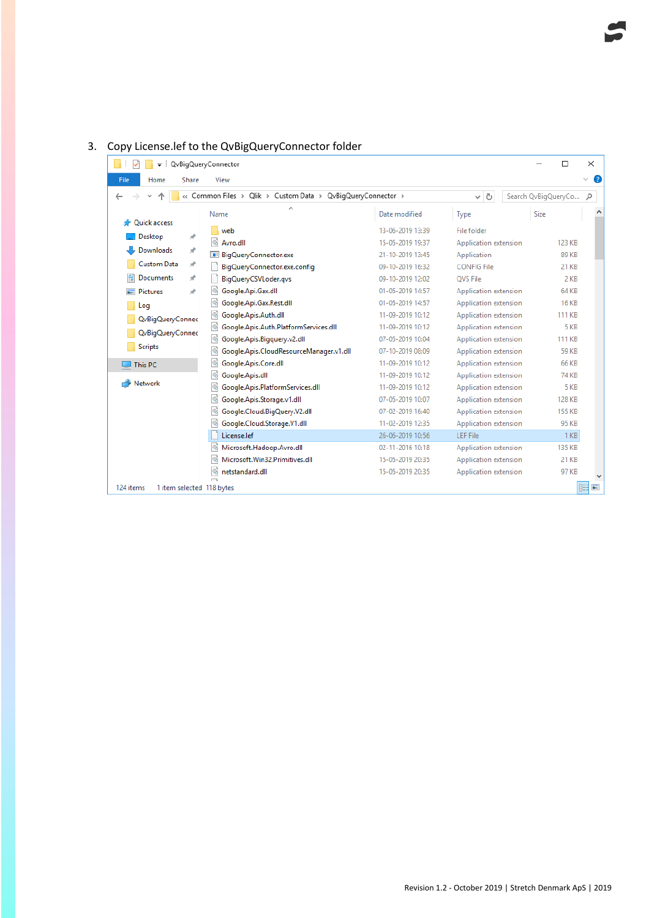3. Copy License.lef to the QvBigQueryConnector folder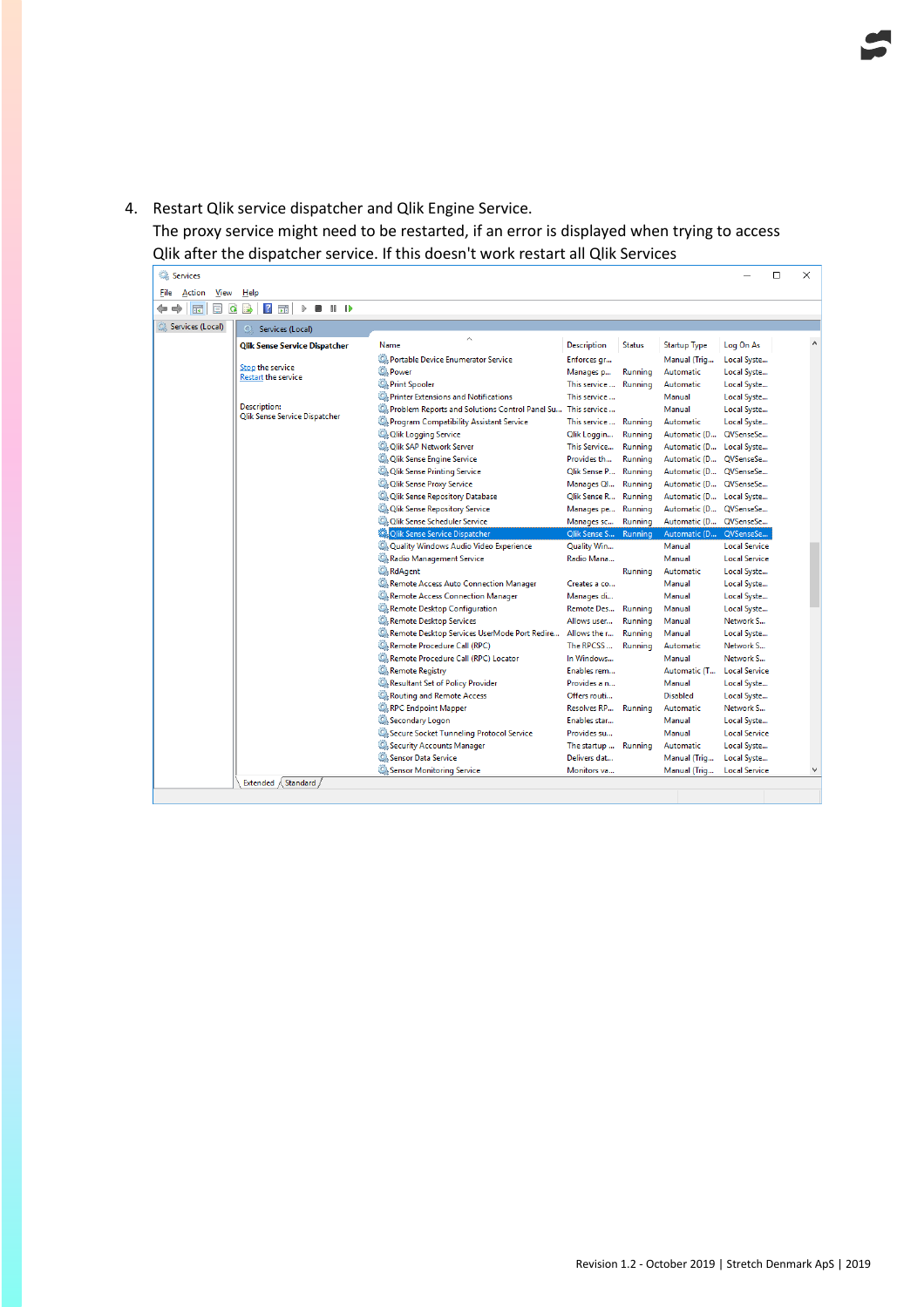4. Restart Qlik service dispatcher and Qlik Engine Service.
   The proxy service might need to be restarted, if an error is displayed when trying to access Qlik after the dispatcher service. If this doesn't work restart all Qlik Services